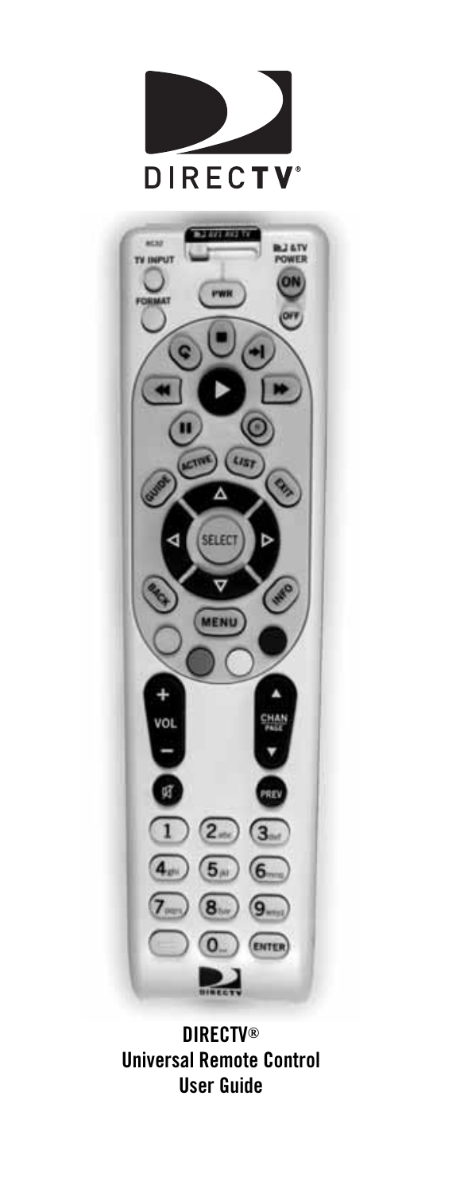DIRECTV®

**DIRECTV®**
**Universal Remote Control**
**User Guide**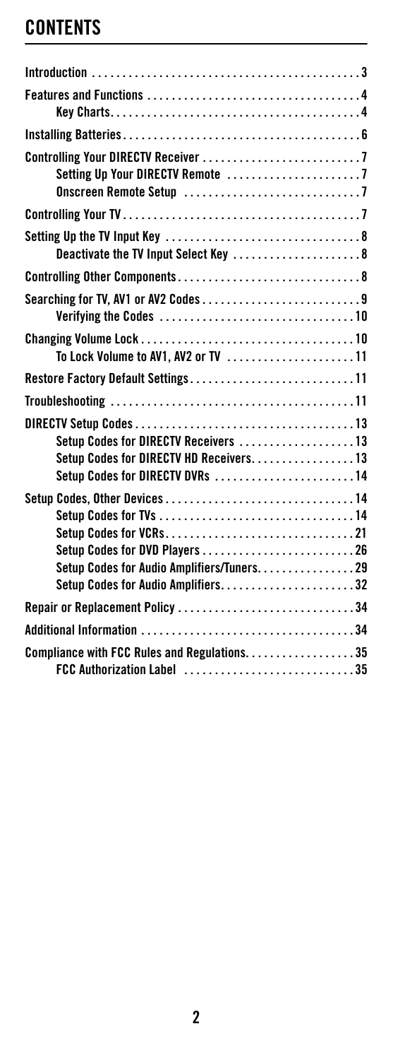# CONTENTS

| | |
|---|---|
| **Introduction** | **3** |
| **Features and Functions** | **4** |
| Key Charts | 4 |
| **Installing Batteries** | **6** |
| **Controlling Your DIRECTV Receiver** | **7** |
| Setting Up Your DIRECTV Remote | 7 |
| Onscreen Remote Setup | 7 |
| **Controlling Your TV** | **7** |
| **Setting Up the TV Input Key** | **8** |
| Deactivate the TV Input Select Key | 8 |
| **Controlling Other Components** | **8** |
| **Searching for TV, AV1 or AV2 Codes** | **9** |
| Verifying the Codes | 10 |
| **Changing Volume Lock** | **10** |
| To Lock Volume to AV1, AV2 or TV | 11 |
| **Restore Factory Default Settings** | **11** |
| **Troubleshooting** | **11** |
| **DIRECTV Setup Codes** | **13** |
| Setup Codes for DIRECTV Receivers | 13 |
| Setup Codes for DIRECTV HD Receivers | 13 |
| Setup Codes for DIRECTV DVRs | 14 |
| **Setup Codes, Other Devices** | **14** |
| Setup Codes for TVs | 14 |
| Setup Codes for VCRs | 21 |
| Setup Codes for DVD Players | 26 |
| Setup Codes for Audio Amplifiers/Tuners | 29 |
| Setup Codes for Audio Amplifiers | 32 |
| **Repair or Replacement Policy** | **34** |
| **Additional Information** | **34** |
| **Compliance with FCC Rules and Regulations** | **35** |
| FCC Authorization Label | 35 |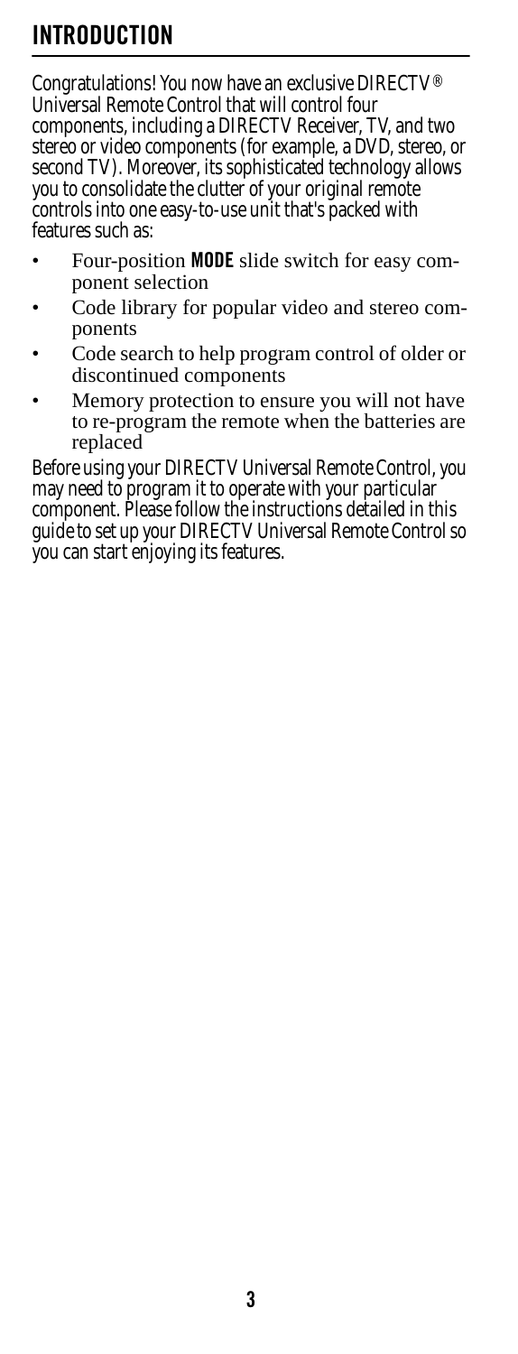# INTRODUCTION

Congratulations! You now have an exclusive DIRECTV® Universal Remote Control that will control four components, including a DIRECTV Receiver, TV, and two stereo or video components (for example, a DVD, stereo, or second TV). Moreover, its sophisticated technology allows you to consolidate the clutter of your original remote controls into one easy-to-use unit that's packed with features such as:

- Four-position **MODE** slide switch for easy component selection
- Code library for popular video and stereo components
- Code search to help program control of older or discontinued components
- Memory protection to ensure you will not have to re-program the remote when the batteries are replaced

Before using your DIRECTV Universal Remote Control, you may need to program it to operate with your particular component. Please follow the instructions detailed in this guide to set up your DIRECTV Universal Remote Control so you can start enjoying its features.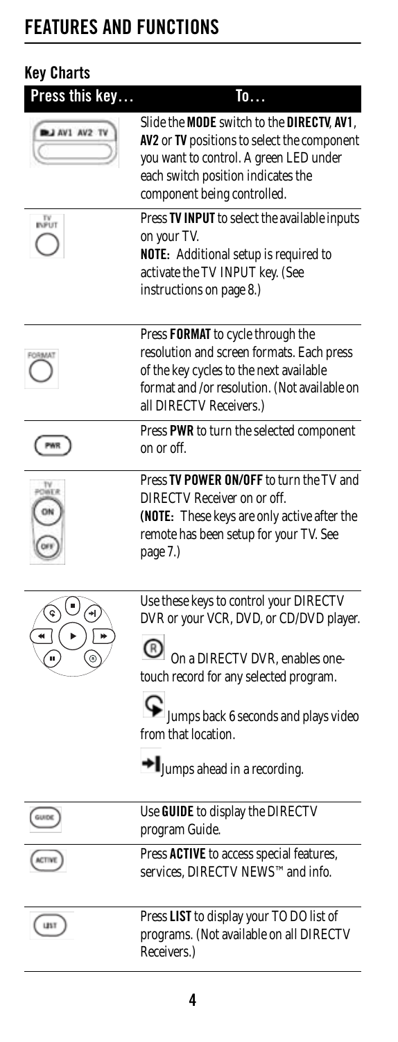# FEATURES AND FUNCTIONS

## Key Charts

| Press this key… | To… |
|---|---|
| DIRECTV AV1 AV2 TV | Slide the **MODE** switch to the **DIRECTV**, **AV1**, **AV2** or **TV** positions to select the component you want to control. A green LED under each switch position indicates the component being controlled. |
| TV INPUT | Press **TV INPUT** to select the available inputs on your TV. **NOTE:** Additional setup is required to activate the TV INPUT key. (See instructions on page 8.) |
| FORMAT | Press **FORMAT** to cycle through the resolution and screen formats. Each press of the key cycles to the next available format and /or resolution. (Not available on all DIRECTV Receivers.) |
| PWR | Press **PWR** to turn the selected component on or off. |
| TV POWER ON / OFF | Press **TV POWER ON/OFF** to turn the TV and DIRECTV Receiver on or off. **(NOTE:** These keys are only active after the remote has been setup for your TV. See page 7.) |
| Playback keys | Use these keys to control your DIRECTV DVR or your VCR, DVD, or CD/DVD player. (R) On a DIRECTV DVR, enables one-touch record for any selected program. Jumps back 6 seconds and plays video from that location. Jumps ahead in a recording. |
| GUIDE | Use **GUIDE** to display the DIRECTV program Guide. |
| ACTIVE | Press **ACTIVE** to access special features, services, DIRECTV NEWS™ and info. |
| LIST | Press **LIST** to display your TO DO list of programs. (Not available on all DIRECTV Receivers.) |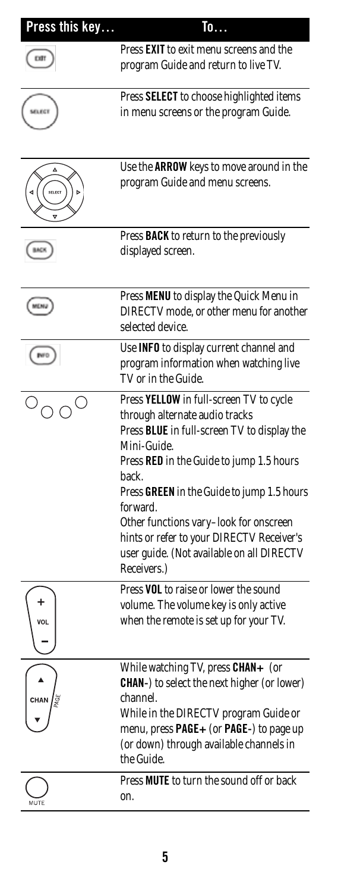| Press this key… | To… |
|---|---|
| EXIT | Press **EXIT** to exit menu screens and the program Guide and return to live TV. |
| SELECT | Press **SELECT** to choose highlighted items in menu screens or the program Guide. |
| SELECT (arrows) | Use the **ARROW** keys to move around in the program Guide and menu screens. |
| BACK | Press **BACK** to return to the previously displayed screen. |
| MENU | Press **MENU** to display the Quick Menu in DIRECTV mode, or other menu for another selected device. |
| INFO | Use **INFO** to display current channel and program information when watching live TV or in the Guide. |
| (colored buttons) | Press **YELLOW** in full-screen TV to cycle through alternate audio tracks<br>Press **BLUE** in full-screen TV to display the Mini-Guide.<br>Press **RED** in the Guide to jump 1.5 hours back.<br>Press **GREEN** in the Guide to jump 1.5 hours forward.<br>Other functions vary–look for onscreen hints or refer to your DIRECTV Receiver's user guide. (Not available on all DIRECTV Receivers.) |
| + VOL – | Press **VOL** to raise or lower the sound volume. The volume key is only active when the remote is set up for your TV. |
| ▲ CHAN PAGE ▼ | While watching TV, press **CHAN+** (or **CHAN-**) to select the next higher (or lower) channel.<br>While in the DIRECTV program Guide or menu, press **PAGE+** (or **PAGE-**) to page up (or down) through available channels in the Guide. |
| MUTE | Press **MUTE** to turn the sound off or back on. |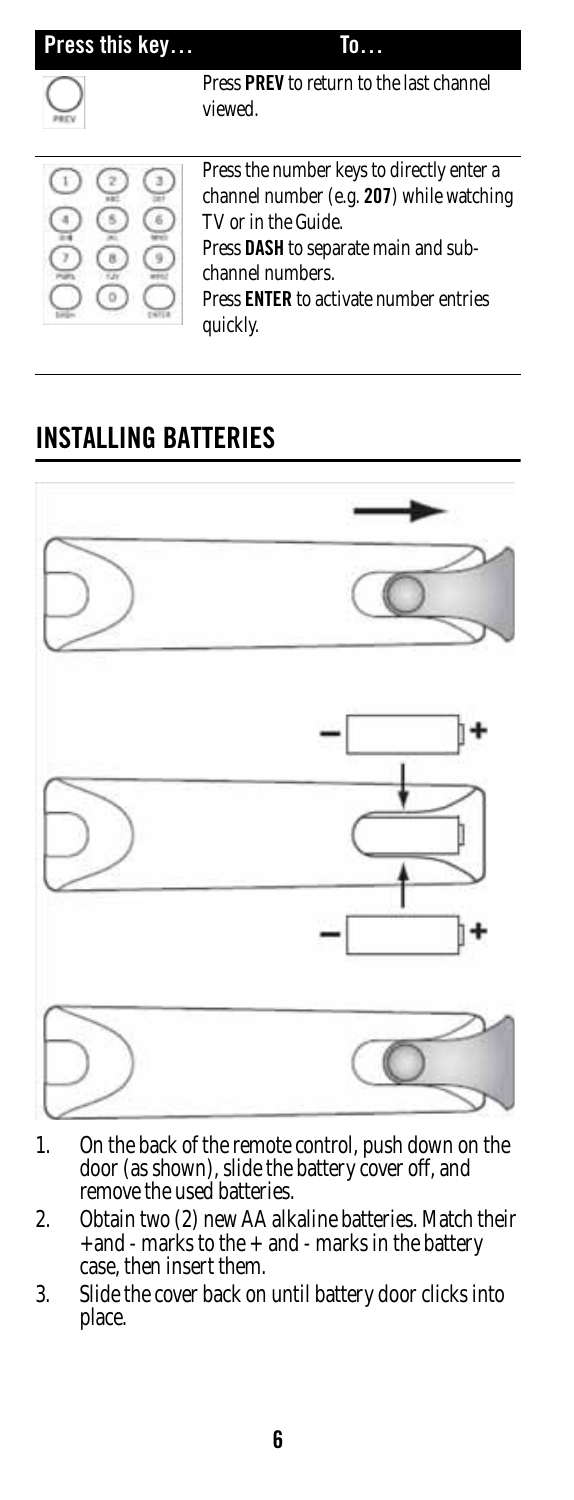| Press this key… | To… |
| --- | --- |
| PREV | Press **PREV** to return to the last channel viewed. |
| 1 2 3 4 5 6 7 8 9 DASH 0 ENTER | Press the number keys to directly enter a channel number (e.g. **207**) while watching TV or in the Guide.<br>Press **DASH** to separate main and sub-channel numbers.<br>Press **ENTER** to activate number entries quickly. |

## INSTALLING BATTERIES

1. On the back of the remote control, push down on the door (as shown), slide the battery cover off, and remove the used batteries.
2. Obtain two (2) new AA alkaline batteries. Match their + and - marks to the + and - marks in the battery case, then insert them.
3. Slide the cover back on until battery door clicks into place.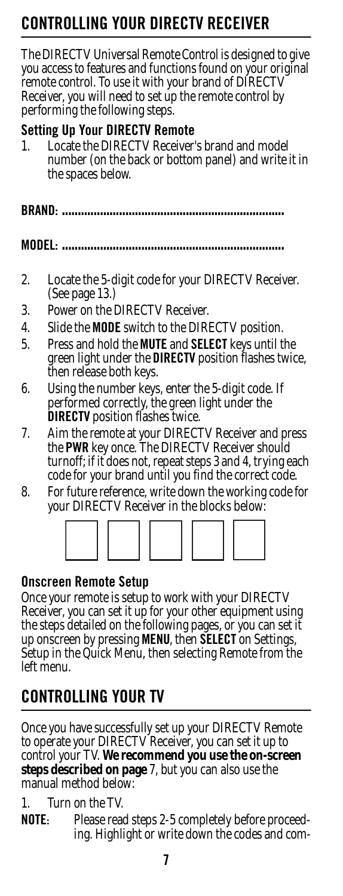## CONTROLLING YOUR DIRECTV RECEIVER

The DIRECTV Universal Remote Control is designed to give you access to features and functions found on your original remote control. To use it with your brand of DIRECTV Receiver, you will need to set up the remote control by performing the following steps.

### Setting Up Your DIRECTV Remote

1. Locate the DIRECTV Receiver's brand and model number (on the back or bottom panel) and write it in the spaces below.

**BRAND: ....................................................................**

**MODEL: ....................................................................**

2. Locate the 5-digit code for your DIRECTV Receiver. (See page 13.)
3. Power on the DIRECTV Receiver.
4. Slide the **MODE** switch to the DIRECTV position.
5. Press and hold the **MUTE** and **SELECT** keys until the green light under the **DIRECTV** position flashes twice, then release both keys.
6. Using the number keys, enter the 5-digit code. If performed correctly, the green light under the **DIRECTV** position flashes twice.
7. Aim the remote at your DIRECTV Receiver and press the **PWR** key once. The DIRECTV Receiver should turnoff; if it does not, repeat steps 3 and 4, trying each code for your brand until you find the correct code.
8. For future reference, write down the working code for your DIRECTV Receiver in the blocks below:

| | | | | |
|---|---|---|---|---|
| | | | | |

### Onscreen Remote Setup

Once your remote is setup to work with your DIRECTV Receiver, you can set it up for your other equipment using the steps detailed on the following pages, or you can set it up onscreen by pressing **MENU**, then **SELECT** on Settings, Setup in the Quick Menu, then selecting Remote from the left menu.

## CONTROLLING YOUR TV

Once you have successfully set up your DIRECTV Remote to operate your DIRECTV Receiver, you can set it up to control your TV. **We recommend you use the on-screen steps described on page** 7, but you can also use the manual method below:

1. Turn on the TV.

**NOTE**: Please read steps 2-5 completely before proceeding. Highlight or write down the codes and com-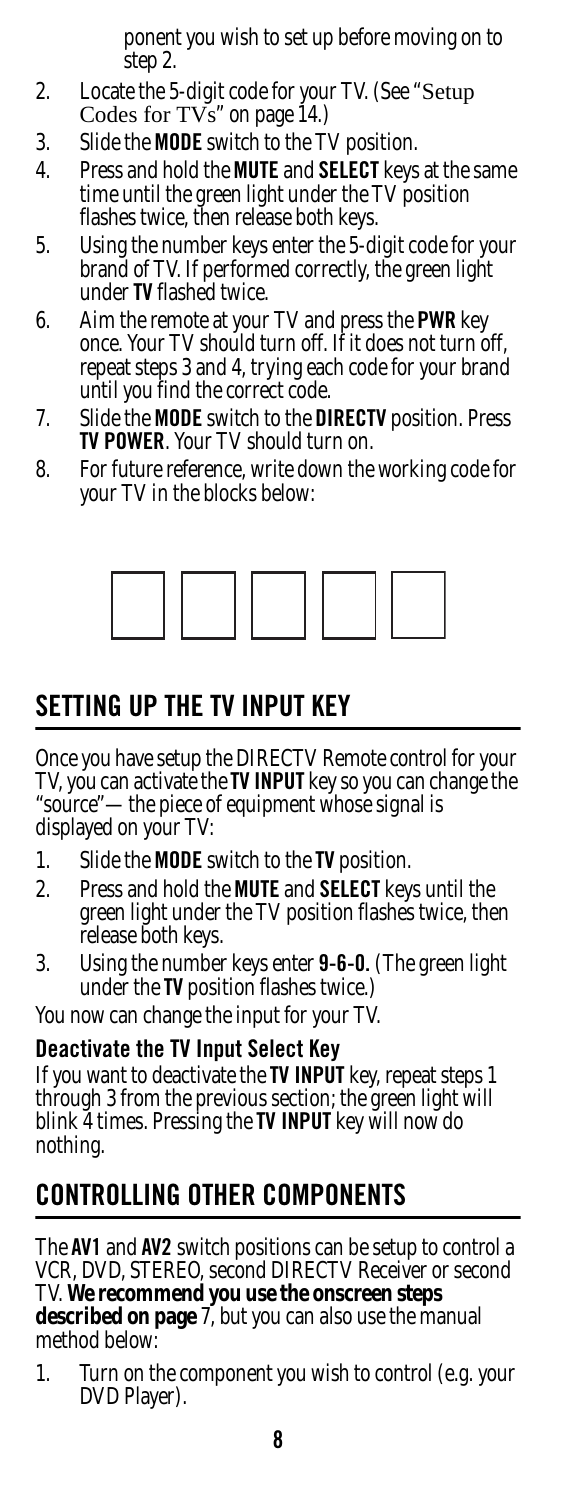ponent you wish to set up before moving on to step 2.

2. Locate the 5-digit code for your TV. (See "Setup Codes for TVs" on page 14.)
3. Slide the **MODE** switch to the TV position.
4. Press and hold the **MUTE** and **SELECT** keys at the same time until the green light under the TV position flashes twice, then release both keys.
5. Using the number keys enter the 5-digit code for your brand of TV. If performed correctly, the green light under **TV** flashed twice.
6. Aim the remote at your TV and press the **PWR** key once. Your TV should turn off. If it does not turn off, repeat steps 3 and 4, trying each code for your brand until you find the correct code.
7. Slide the **MODE** switch to the **DIRECTV** position. Press **TV POWER**. Your TV should turn on.
8. For future reference, write down the working code for your TV in the blocks below:

| | | | | |
|---|---|---|---|---|
| | | | | |

## SETTING UP THE TV INPUT KEY

Once you have setup the DIRECTV Remote control for your TV, you can activate the **TV INPUT** key so you can change the "source"— the piece of equipment whose signal is displayed on your TV:

1. Slide the **MODE** switch to the **TV** position.
2. Press and hold the **MUTE** and **SELECT** keys until the green light under the TV position flashes twice, then release both keys.
3. Using the number keys enter **9-6-0.** (The green light under the **TV** position flashes twice.)

You now can change the input for your TV.

### Deactivate the TV Input Select Key

If you want to deactivate the **TV INPUT** key, repeat steps 1 through 3 from the previous section; the green light will blink 4 times. Pressing the **TV INPUT** key will now do nothing.

## CONTROLLING OTHER COMPONENTS

The **AV1** and **AV2** switch positions can be setup to control a VCR, DVD, STEREO, second DIRECTV Receiver or second TV. **We recommend you use the onscreen steps described on page** 7, but you can also use the manual method below:

1. Turn on the component you wish to control (e.g. your DVD Player).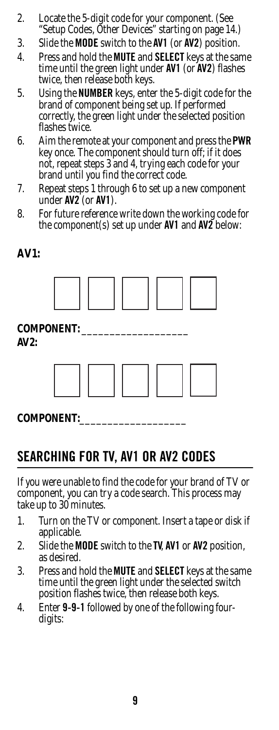2. Locate the 5-digit code for your component. (See "Setup Codes, Other Devices" starting on page 14.)
3. Slide the **MODE** switch to the **AV1** (or **AV2**) position.
4. Press and hold the **MUTE** and **SELECT** keys at the same time until the green light under **AV1** (or **AV2**) flashes twice, then release both keys.
5. Using the **NUMBER** keys, enter the 5-digit code for the brand of component being set up. If performed correctly, the green light under the selected position flashes twice.
6. Aim the remote at your component and press the **PWR** key once. The component should turn off; if it does not, repeat steps 3 and 4, trying each code for your brand until you find the correct code.
7. Repeat steps 1 through 6 to set up a new component under **AV2** (or **AV1**).
8. For future reference write down the working code for the component(s) set up under **AV1** and **AV2** below:

**AV1:**

| | | | | |
|---|---|---|---|---|
| | | | | |

**COMPONENT:** ___________________

**AV2:**

| | | | | |
|---|---|---|---|---|
| | | | | |

**COMPONENT:** ___________________

## SEARCHING FOR TV, AV1 OR AV2 CODES

If you were unable to find the code for your brand of TV or component, you can try a code search. This process may take up to 30 minutes.

1. Turn on the TV or component. Insert a tape or disk if applicable.
2. Slide the **MODE** switch to the **TV**, **AV1** or **AV2** position, as desired.
3. Press and hold the **MUTE** and **SELECT** keys at the same time until the green light under the selected switch position flashes twice, then release both keys.
4. Enter **9-9-1** followed by one of the following four-digits: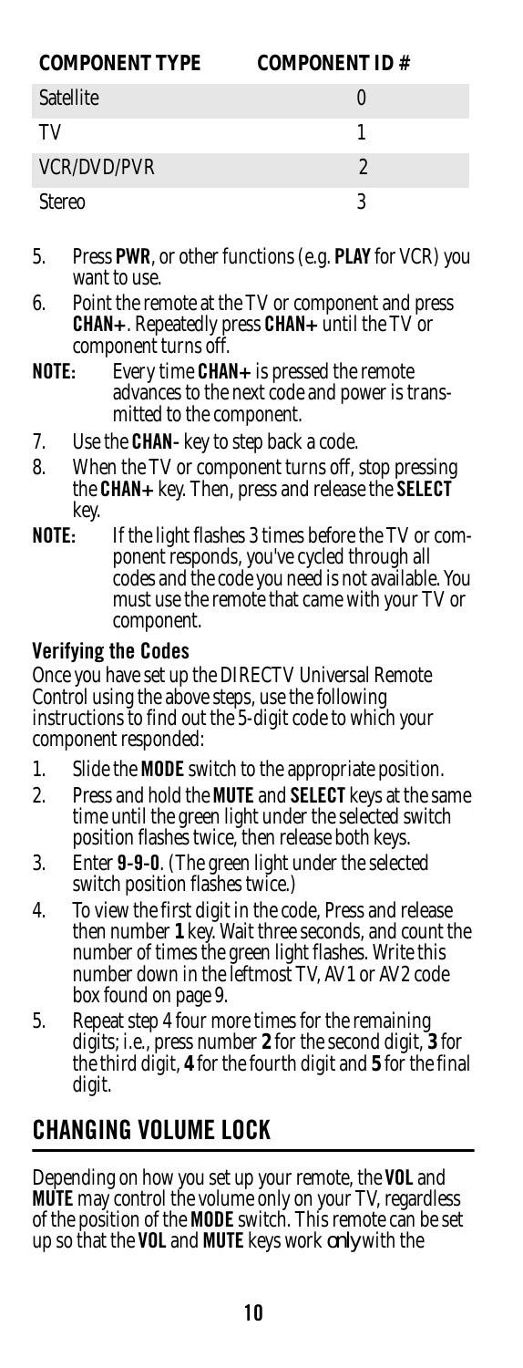| COMPONENT TYPE | COMPONENT ID # |
| --- | --- |
| Satellite | 0 |
| TV | 1 |
| VCR/DVD/PVR | 2 |
| Stereo | 3 |

5. Press **PWR**, or other functions (e.g. **PLAY** for VCR) you want to use.
6. Point the remote at the TV or component and press **CHAN+**. Repeatedly press **CHAN+** until the TV or component turns off.

**NOTE:** Every time **CHAN+** is pressed the remote advances to the next code and power is transmitted to the component.

7. Use the **CHAN-** key to step back a code.
8. When the TV or component turns off, stop pressing the **CHAN+** key. Then, press and release the **SELECT** key.

**NOTE:** If the light flashes 3 times before the TV or component responds, you've cycled through all codes and the code you need is not available. You must use the remote that came with your TV or component.

### Verifying the Codes

Once you have set up the DIRECTV Universal Remote Control using the above steps, use the following instructions to find out the 5-digit code to which your component responded:

1. Slide the **MODE** switch to the appropriate position.
2. Press and hold the **MUTE** and **SELECT** keys at the same time until the green light under the selected switch position flashes twice, then release both keys.
3. Enter **9-9-0**. (The green light under the selected switch position flashes twice.)
4. To view the first digit in the code, Press and release then number **1** key. Wait three seconds, and count the number of times the green light flashes. Write this number down in the leftmost TV, AV1 or AV2 code box found on page 9.
5. Repeat step 4 four more times for the remaining digits; i.e., press number **2** for the second digit, **3** for the third digit, **4** for the fourth digit and **5** for the final digit.

## CHANGING VOLUME LOCK

Depending on how you set up your remote, the **VOL** and **MUTE** may control the volume only on your TV, regardless of the position of the **MODE** switch. This remote can be set up so that the **VOL** and **MUTE** keys work *only* with the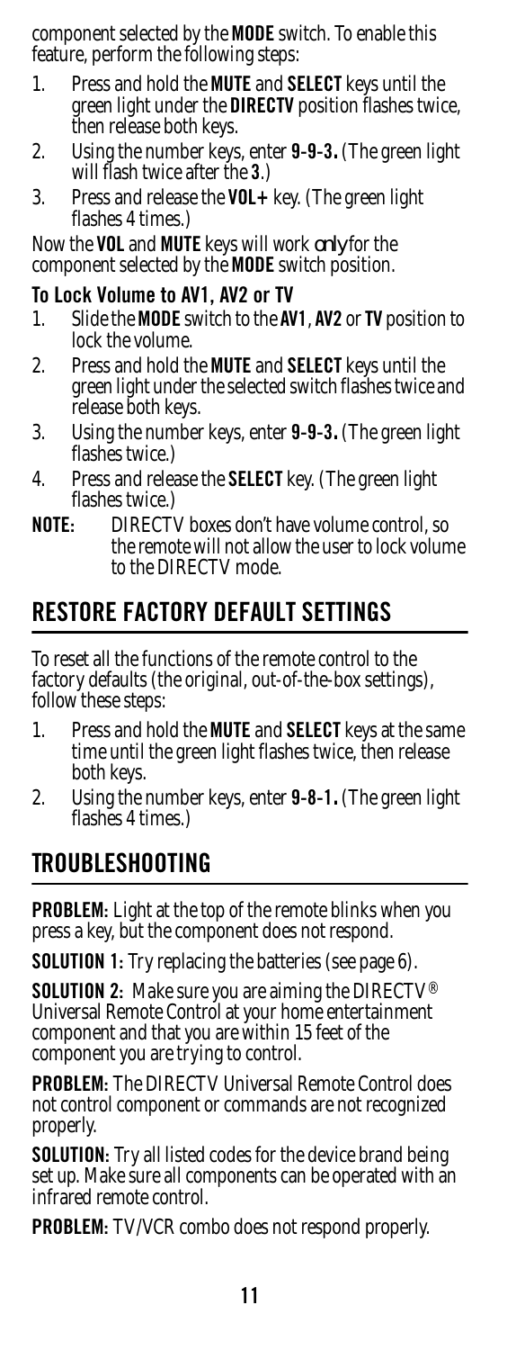component selected by the **MODE** switch. To enable this feature, perform the following steps:

1. Press and hold the **MUTE** and **SELECT** keys until the green light under the **DIRECTV** position flashes twice, then release both keys.
2. Using the number keys, enter **9-9-3.** (The green light will flash twice after the **3**.)
3. Press and release the **VOL+** key. (The green light flashes 4 times.)

Now the **VOL** and **MUTE** keys will work *only* for the component selected by the **MODE** switch position.

### To Lock Volume to AV1, AV2 or TV

1. Slide the **MODE** switch to the **AV1**, **AV2** or **TV** position to lock the volume.
2. Press and hold the **MUTE** and **SELECT** keys until the green light under the selected switch flashes twice and release both keys.
3. Using the number keys, enter **9-9-3.** (The green light flashes twice.)
4. Press and release the **SELECT** key. (The green light flashes twice.)

**NOTE:** DIRECTV boxes don't have volume control, so the remote will not allow the user to lock volume to the DIRECTV mode.

## RESTORE FACTORY DEFAULT SETTINGS

To reset all the functions of the remote control to the factory defaults (the original, out-of-the-box settings), follow these steps:

1. Press and hold the **MUTE** and **SELECT** keys at the same time until the green light flashes twice, then release both keys.
2. Using the number keys, enter **9-8-1.** (The green light flashes 4 times.)

## TROUBLESHOOTING

**PROBLEM:** Light at the top of the remote blinks when you press a key, but the component does not respond.

**SOLUTION 1:** Try replacing the batteries (see page 6).

**SOLUTION 2:** Make sure you are aiming the DIRECTV® Universal Remote Control at your home entertainment component and that you are within 15 feet of the component you are trying to control.

**PROBLEM:** The DIRECTV Universal Remote Control does not control component or commands are not recognized properly.

**SOLUTION:** Try all listed codes for the device brand being set up. Make sure all components can be operated with an infrared remote control.

**PROBLEM:** TV/VCR combo does not respond properly.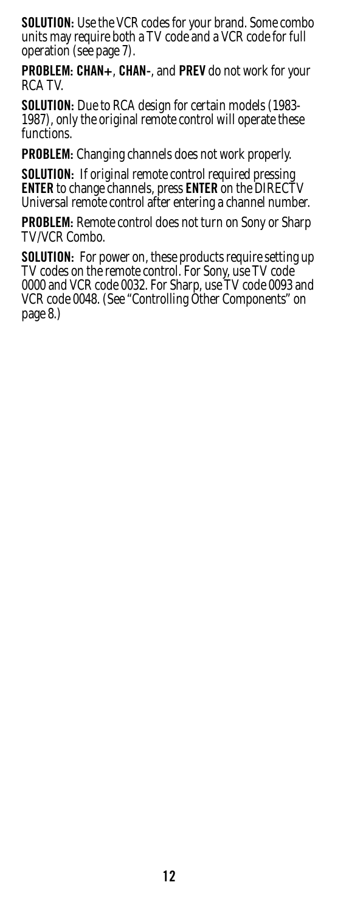**SOLUTION:** Use the VCR codes for your brand. Some combo units may require both a TV code and a VCR code for full operation (see page 7).

**PROBLEM: CHAN+**, **CHAN-**, and **PREV** do not work for your RCA TV.

**SOLUTION:** Due to RCA design for certain models (1983-1987), only the original remote control will operate these functions.

**PROBLEM:** Changing channels does not work properly.

**SOLUTION:** If original remote control required pressing **ENTER** to change channels, press **ENTER** on the DIRECTV Universal remote control after entering a channel number.

**PROBLEM:** Remote control does not turn on Sony or Sharp TV/VCR Combo.

**SOLUTION:** For power on, these products require setting up TV codes on the remote control. For Sony, use TV code 0000 and VCR code 0032. For Sharp, use TV code 0093 and VCR code 0048. (See "Controlling Other Components" on page 8.)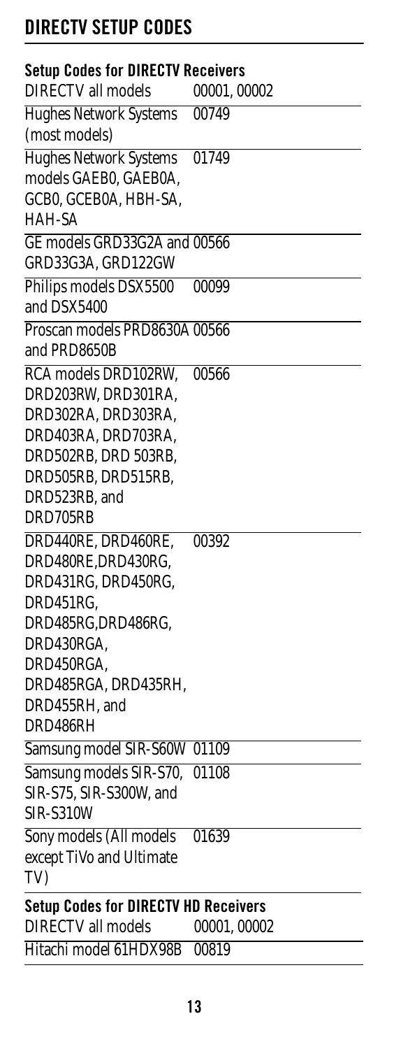# DIRECTV SETUP CODES

### Setup Codes for DIRECTV Receivers

| | |
|---|---|
| DIRECTV all models | 00001, 00002 |
| Hughes Network Systems (most models) | 00749 |
| Hughes Network Systems models GAEB0, GAEB0A, GCB0, GCEB0A, HBH-SA, HAH-SA | 01749 |
| GE models GRD33G2A and GRD33G3A, GRD122GW | 00566 |
| Philips models DSX5500 and DSX5400 | 00099 |
| Proscan models PRD8630A and PRD8650B | 00566 |
| RCA models DRD102RW, DRD203RW, DRD301RA, DRD302RA, DRD303RA, DRD403RA, DRD703RA, DRD502RB, DRD 503RB, DRD505RB, DRD515RB, DRD523RB, and DRD705RB | 00566 |
| DRD440RE, DRD460RE, DRD480RE,DRD430RG, DRD431RG, DRD450RG, DRD451RG, DRD485RG,DRD486RG, DRD430RGA, DRD450RGA, DRD485RGA, DRD435RH, DRD455RH, and DRD486RH | 00392 |
| Samsung model SIR-S60W | 01109 |
| Samsung models SIR-S70, SIR-S75, SIR-S300W, and SIR-S310W | 01108 |
| Sony models (All models except TiVo and Ultimate TV) | 01639 |

### Setup Codes for DIRECTV HD Receivers

| | |
|---|---|
| DIRECTV all models | 00001, 00002 |
| Hitachi model 61HDX98B | 00819 |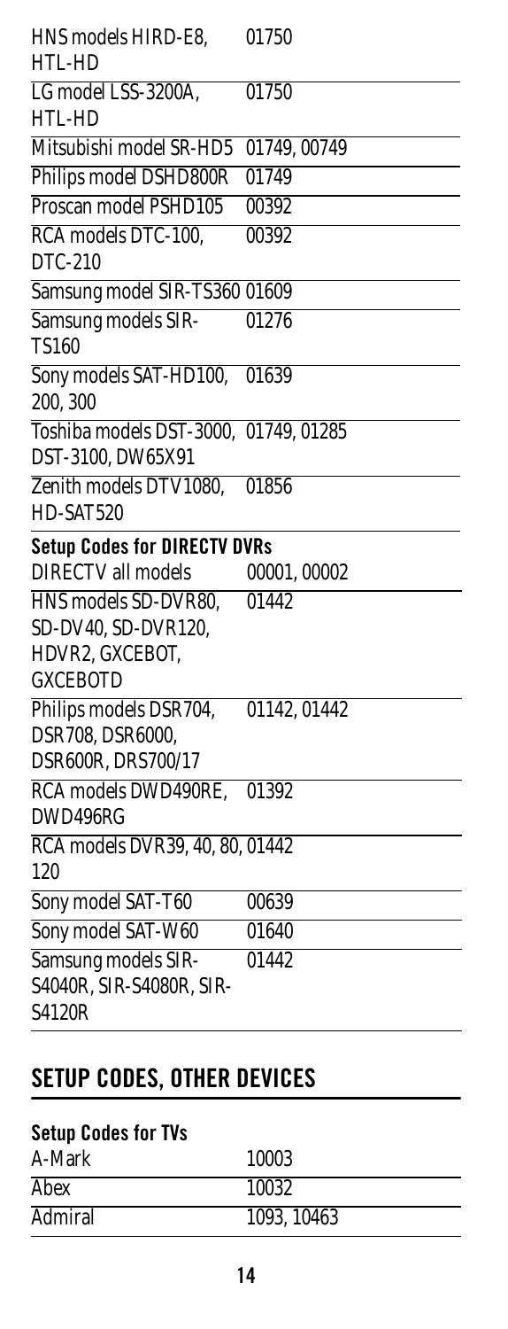| | |
|---|---|
| HNS models HIRD-E8, HTL-HD | 01750 |
| LG model LSS-3200A, HTL-HD | 01750 |
| Mitsubishi model SR-HD5 | 01749, 00749 |
| Philips model DSHD800R | 01749 |
| Proscan model PSHD105 | 00392 |
| RCA models DTC-100, DTC-210 | 00392 |
| Samsung model SIR-TS360 | 01609 |
| Samsung models SIR-TS160 | 01276 |
| Sony models SAT-HD100, 200, 300 | 01639 |
| Toshiba models DST-3000, DST-3100, DW65X91 | 01749, 01285 |
| Zenith models DTV1080, HD-SAT520 | 01856 |

**Setup Codes for DIRECTV DVRs**

| | |
|---|---|
| DIRECTV all models | 00001, 00002 |
| HNS models SD-DVR80, SD-DV40, SD-DVR120, HDVR2, GXCEBOT, GXCEBOTD | 01442 |
| Philips models DSR704, DSR708, DSR6000, DSR600R, DRS700/17 | 01142, 01442 |
| RCA models DWD490RE, DWD496RG | 01392 |
| RCA models DVR39, 40, 80, 120 | 01442 |
| Sony model SAT-T60 | 00639 |
| Sony model SAT-W60 | 01640 |
| Samsung models SIR-S4040R, SIR-S4080R, SIR-S4120R | 01442 |

## SETUP CODES, OTHER DEVICES

**Setup Codes for TVs**

| | |
|---|---|
| A-Mark | 10003 |
| Abex | 10032 |
| Admiral | 1093, 10463 |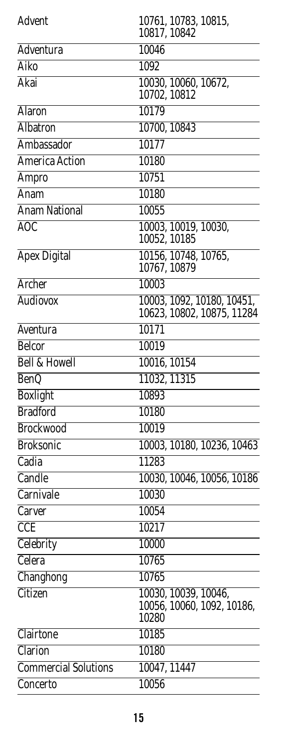| | |
|---|---|
| Advent | 10761, 10783, 10815, 10817, 10842 |
| Adventura | 10046 |
| Aiko | 1092 |
| Akai | 10030, 10060, 10672, 10702, 10812 |
| Alaron | 10179 |
| Albatron | 10700, 10843 |
| Ambassador | 10177 |
| America Action | 10180 |
| Ampro | 10751 |
| Anam | 10180 |
| Anam National | 10055 |
| AOC | 10003, 10019, 10030, 10052, 10185 |
| Apex Digital | 10156, 10748, 10765, 10767, 10879 |
| Archer | 10003 |
| Audiovox | 10003, 1092, 10180, 10451, 10623, 10802, 10875, 11284 |
| Aventura | 10171 |
| Belcor | 10019 |
| Bell & Howell | 10016, 10154 |
| BenQ | 11032, 11315 |
| Boxlight | 10893 |
| Bradford | 10180 |
| Brockwood | 10019 |
| Broksonic | 10003, 10180, 10236, 10463 |
| Cadia | 11283 |
| Candle | 10030, 10046, 10056, 10186 |
| Carnivale | 10030 |
| Carver | 10054 |
| CCE | 10217 |
| Celebrity | 10000 |
| Celera | 10765 |
| Changhong | 10765 |
| Citizen | 10030, 10039, 10046, 10056, 10060, 1092, 10186, 10280 |
| Clairtone | 10185 |
| Clarion | 10180 |
| Commercial Solutions | 10047, 11447 |
| Concerto | 10056 |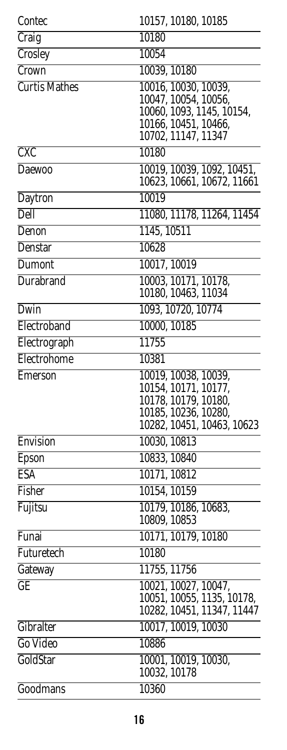| | |
|---|---|
| Contec | 10157, 10180, 10185 |
| Craig | 10180 |
| Crosley | 10054 |
| Crown | 10039, 10180 |
| Curtis Mathes | 10016, 10030, 10039, 10047, 10054, 10056, 10060, 1093, 1145, 10154, 10166, 10451, 10466, 10702, 11147, 11347 |
| CXC | 10180 |
| Daewoo | 10019, 10039, 1092, 10451, 10623, 10661, 10672, 11661 |
| Daytron | 10019 |
| Dell | 11080, 11178, 11264, 11454 |
| Denon | 1145, 10511 |
| Denstar | 10628 |
| Dumont | 10017, 10019 |
| Durabrand | 10003, 10171, 10178, 10180, 10463, 11034 |
| Dwin | 1093, 10720, 10774 |
| Electroband | 10000, 10185 |
| Electrograph | 11755 |
| Electrohome | 10381 |
| Emerson | 10019, 10038, 10039, 10154, 10171, 10177, 10178, 10179, 10180, 10185, 10236, 10280, 10282, 10451, 10463, 10623 |
| Envision | 10030, 10813 |
| Epson | 10833, 10840 |
| ESA | 10171, 10812 |
| Fisher | 10154, 10159 |
| Fujitsu | 10179, 10186, 10683, 10809, 10853 |
| Funai | 10171, 10179, 10180 |
| Futuretech | 10180 |
| Gateway | 11755, 11756 |
| GE | 10021, 10027, 10047, 10051, 10055, 1135, 10178, 10282, 10451, 11347, 11447 |
| Gibralter | 10017, 10019, 10030 |
| Go Video | 10886 |
| GoldStar | 10001, 10019, 10030, 10032, 10178 |
| Goodmans | 10360 |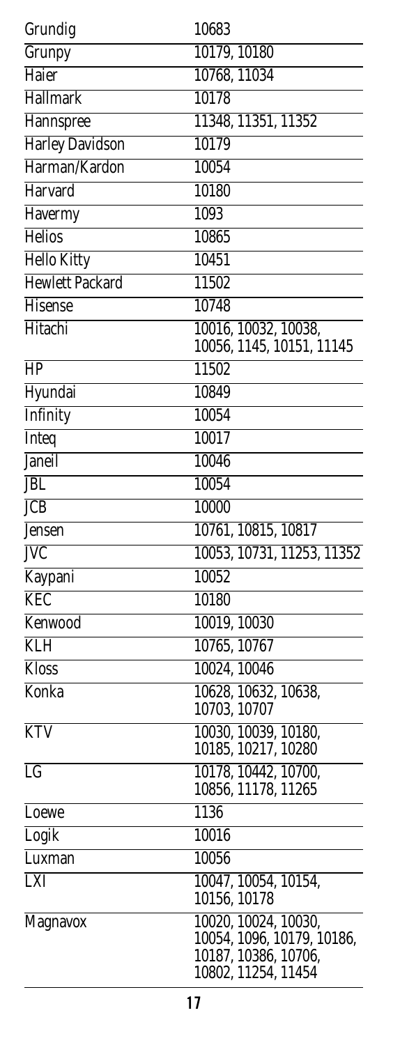| | |
|---|---|
| Grundig | 10683 |
| Grunpy | 10179, 10180 |
| Haier | 10768, 11034 |
| Hallmark | 10178 |
| Hannspree | 11348, 11351, 11352 |
| Harley Davidson | 10179 |
| Harman/Kardon | 10054 |
| Harvard | 10180 |
| Havermy | 1093 |
| Helios | 10865 |
| Hello Kitty | 10451 |
| Hewlett Packard | 11502 |
| Hisense | 10748 |
| Hitachi | 10016, 10032, 10038, 10056, 1145, 10151, 11145 |
| HP | 11502 |
| Hyundai | 10849 |
| Infinity | 10054 |
| Inteq | 10017 |
| Janeil | 10046 |
| JBL | 10054 |
| JCB | 10000 |
| Jensen | 10761, 10815, 10817 |
| JVC | 10053, 10731, 11253, 11352 |
| Kaypani | 10052 |
| KEC | 10180 |
| Kenwood | 10019, 10030 |
| KLH | 10765, 10767 |
| Kloss | 10024, 10046 |
| Konka | 10628, 10632, 10638, 10703, 10707 |
| KTV | 10030, 10039, 10180, 10185, 10217, 10280 |
| LG | 10178, 10442, 10700, 10856, 11178, 11265 |
| Loewe | 1136 |
| Logik | 10016 |
| Luxman | 10056 |
| LXI | 10047, 10054, 10154, 10156, 10178 |
| Magnavox | 10020, 10024, 10030, 10054, 1096, 10179, 10186, 10187, 10386, 10706, 10802, 11254, 11454 |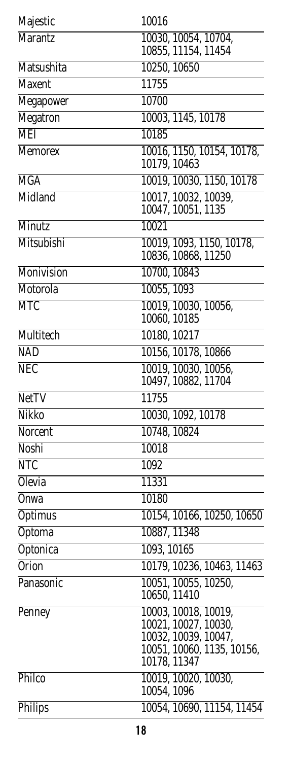| | |
|---|---|
| Majestic | 10016 |
| Marantz | 10030, 10054, 10704, 10855, 11154, 11454 |
| Matsushita | 10250, 10650 |
| Maxent | 11755 |
| Megapower | 10700 |
| Megatron | 10003, 1145, 10178 |
| MEI | 10185 |
| Memorex | 10016, 1150, 10154, 10178, 10179, 10463 |
| MGA | 10019, 10030, 1150, 10178 |
| Midland | 10017, 10032, 10039, 10047, 10051, 1135 |
| Minutz | 10021 |
| Mitsubishi | 10019, 1093, 1150, 10178, 10836, 10868, 11250 |
| Monivision | 10700, 10843 |
| Motorola | 10055, 1093 |
| MTC | 10019, 10030, 10056, 10060, 10185 |
| Multitech | 10180, 10217 |
| NAD | 10156, 10178, 10866 |
| NEC | 10019, 10030, 10056, 10497, 10882, 11704 |
| NetTV | 11755 |
| Nikko | 10030, 1092, 10178 |
| Norcent | 10748, 10824 |
| Noshi | 10018 |
| NTC | 1092 |
| Olevia | 11331 |
| Onwa | 10180 |
| Optimus | 10154, 10166, 10250, 10650 |
| Optoma | 10887, 11348 |
| Optonica | 1093, 10165 |
| Orion | 10179, 10236, 10463, 11463 |
| Panasonic | 10051, 10055, 10250, 10650, 11410 |
| Penney | 10003, 10018, 10019, 10021, 10027, 10030, 10032, 10039, 10047, 10051, 10060, 1135, 10156, 10178, 11347 |
| Philco | 10019, 10020, 10030, 10054, 1096 |
| Philips | 10054, 10690, 11154, 11454 |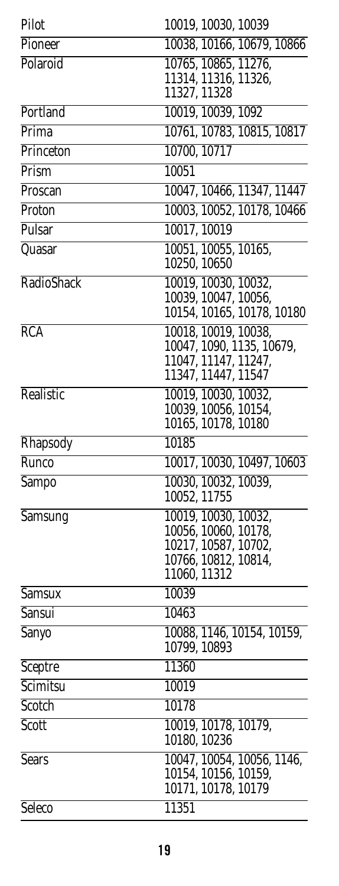| | |
|---|---|
| Pilot | 10019, 10030, 10039 |
| Pioneer | 10038, 10166, 10679, 10866 |
| Polaroid | 10765, 10865, 11276, 11314, 11316, 11326, 11327, 11328 |
| Portland | 10019, 10039, 1092 |
| Prima | 10761, 10783, 10815, 10817 |
| Princeton | 10700, 10717 |
| Prism | 10051 |
| Proscan | 10047, 10466, 11347, 11447 |
| Proton | 10003, 10052, 10178, 10466 |
| Pulsar | 10017, 10019 |
| Quasar | 10051, 10055, 10165, 10250, 10650 |
| RadioShack | 10019, 10030, 10032, 10039, 10047, 10056, 10154, 10165, 10178, 10180 |
| RCA | 10018, 10019, 10038, 10047, 1090, 1135, 10679, 11047, 11147, 11247, 11347, 11447, 11547 |
| Realistic | 10019, 10030, 10032, 10039, 10056, 10154, 10165, 10178, 10180 |
| Rhapsody | 10185 |
| Runco | 10017, 10030, 10497, 10603 |
| Sampo | 10030, 10032, 10039, 10052, 11755 |
| Samsung | 10019, 10030, 10032, 10056, 10060, 10178, 10217, 10587, 10702, 10766, 10812, 10814, 11060, 11312 |
| Samsux | 10039 |
| Sansui | 10463 |
| Sanyo | 10088, 1146, 10154, 10159, 10799, 10893 |
| Sceptre | 11360 |
| Scimitsu | 10019 |
| Scotch | 10178 |
| Scott | 10019, 10178, 10179, 10180, 10236 |
| Sears | 10047, 10054, 10056, 1146, 10154, 10156, 10159, 10171, 10178, 10179 |
| Seleco | 11351 |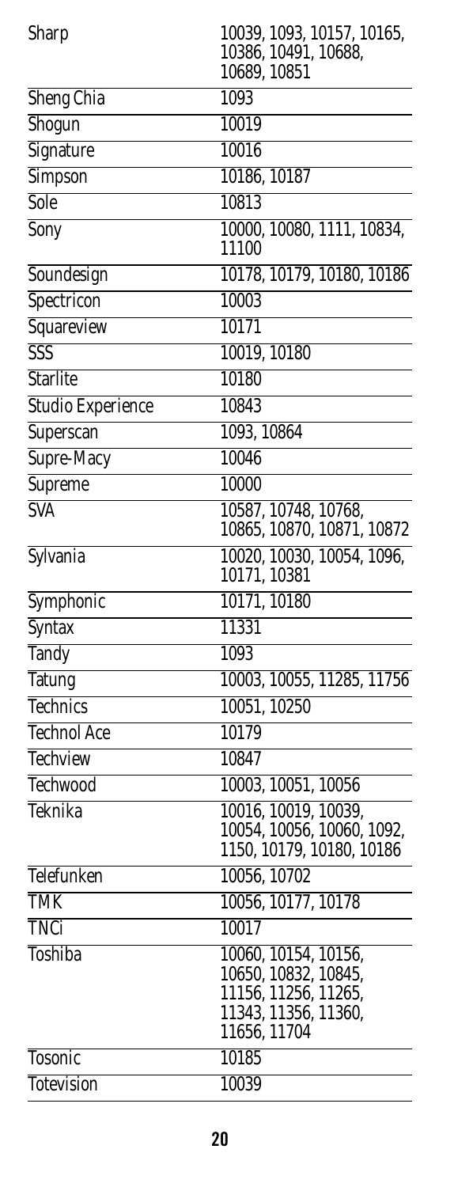| | |
|---|---|
| Sharp | 10039, 1093, 10157, 10165, 10386, 10491, 10688, 10689, 10851 |
| Sheng Chia | 1093 |
| Shogun | 10019 |
| Signature | 10016 |
| Simpson | 10186, 10187 |
| Sole | 10813 |
| Sony | 10000, 10080, 1111, 10834, 11100 |
| Soundesign | 10178, 10179, 10180, 10186 |
| Spectricon | 10003 |
| Squareview | 10171 |
| SSS | 10019, 10180 |
| Starlite | 10180 |
| Studio Experience | 10843 |
| Superscan | 1093, 10864 |
| Supre-Macy | 10046 |
| Supreme | 10000 |
| SVA | 10587, 10748, 10768, 10865, 10870, 10871, 10872 |
| Sylvania | 10020, 10030, 10054, 1096, 10171, 10381 |
| Symphonic | 10171, 10180 |
| Syntax | 11331 |
| Tandy | 1093 |
| Tatung | 10003, 10055, 11285, 11756 |
| Technics | 10051, 10250 |
| Technol Ace | 10179 |
| Techview | 10847 |
| Techwood | 10003, 10051, 10056 |
| Teknika | 10016, 10019, 10039, 10054, 10056, 10060, 1092, 1150, 10179, 10180, 10186 |
| Telefunken | 10056, 10702 |
| TMK | 10056, 10177, 10178 |
| TNCi | 10017 |
| Toshiba | 10060, 10154, 10156, 10650, 10832, 10845, 11156, 11256, 11265, 11343, 11356, 11360, 11656, 11704 |
| Tosonic | 10185 |
| Totevision | 10039 |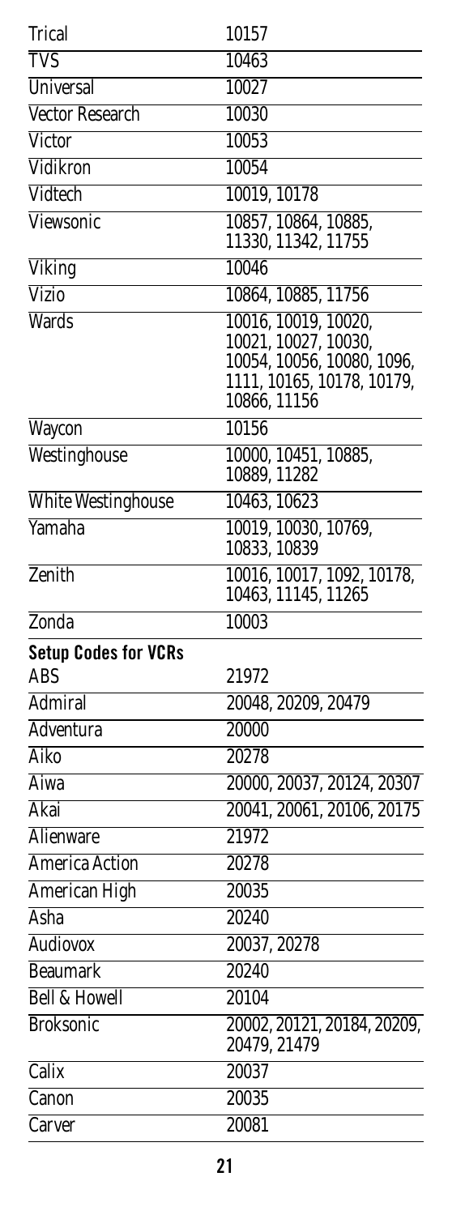| | |
|---|---|
| Trical | 10157 |
| TVS | 10463 |
| Universal | 10027 |
| Vector Research | 10030 |
| Victor | 10053 |
| Vidikron | 10054 |
| Vidtech | 10019, 10178 |
| Viewsonic | 10857, 10864, 10885, 11330, 11342, 11755 |
| Viking | 10046 |
| Vizio | 10864, 10885, 11756 |
| Wards | 10016, 10019, 10020, 10021, 10027, 10030, 10054, 10056, 10080, 1096, 1111, 10165, 10178, 10179, 10866, 11156 |
| Waycon | 10156 |
| Westinghouse | 10000, 10451, 10885, 10889, 11282 |
| White Westinghouse | 10463, 10623 |
| Yamaha | 10019, 10030, 10769, 10833, 10839 |
| Zenith | 10016, 10017, 1092, 10178, 10463, 11145, 11265 |
| Zonda | 10003 |

**Setup Codes for VCRs**

| | |
|---|---|
| ABS | 21972 |
| Admiral | 20048, 20209, 20479 |
| Adventura | 20000 |
| Aiko | 20278 |
| Aiwa | 20000, 20037, 20124, 20307 |
| Akai | 20041, 20061, 20106, 20175 |
| Alienware | 21972 |
| America Action | 20278 |
| American High | 20035 |
| Asha | 20240 |
| Audiovox | 20037, 20278 |
| Beaumark | 20240 |
| Bell & Howell | 20104 |
| Broksonic | 20002, 20121, 20184, 20209, 20479, 21479 |
| Calix | 20037 |
| Canon | 20035 |
| Carver | 20081 |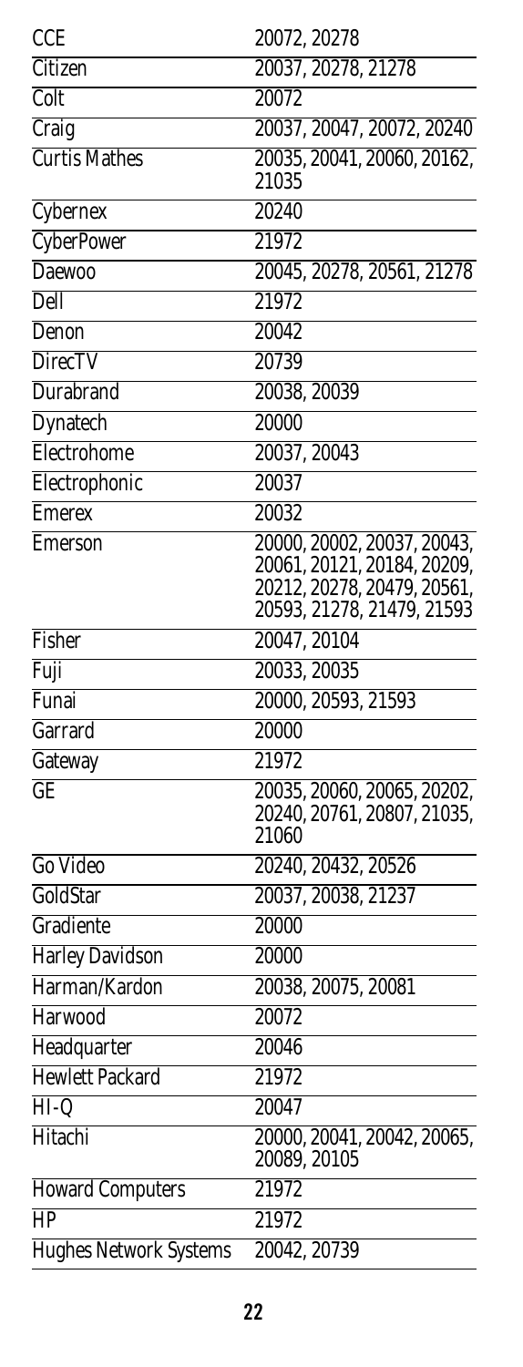| | |
|---|---|
| CCE | 20072, 20278 |
| Citizen | 20037, 20278, 21278 |
| Colt | 20072 |
| Craig | 20037, 20047, 20072, 20240 |
| Curtis Mathes | 20035, 20041, 20060, 20162, 21035 |
| Cybernex | 20240 |
| CyberPower | 21972 |
| Daewoo | 20045, 20278, 20561, 21278 |
| Dell | 21972 |
| Denon | 20042 |
| DirecTV | 20739 |
| Durabrand | 20038, 20039 |
| Dynatech | 20000 |
| Electrohome | 20037, 20043 |
| Electrophonic | 20037 |
| Emerex | 20032 |
| Emerson | 20000, 20002, 20037, 20043, 20061, 20121, 20184, 20209, 20212, 20278, 20479, 20561, 20593, 21278, 21479, 21593 |
| Fisher | 20047, 20104 |
| Fuji | 20033, 20035 |
| Funai | 20000, 20593, 21593 |
| Garrard | 20000 |
| Gateway | 21972 |
| GE | 20035, 20060, 20065, 20202, 20240, 20761, 20807, 21035, 21060 |
| Go Video | 20240, 20432, 20526 |
| GoldStar | 20037, 20038, 21237 |
| Gradiente | 20000 |
| Harley Davidson | 20000 |
| Harman/Kardon | 20038, 20075, 20081 |
| Harwood | 20072 |
| Headquarter | 20046 |
| Hewlett Packard | 21972 |
| HI-Q | 20047 |
| Hitachi | 20000, 20041, 20042, 20065, 20089, 20105 |
| Howard Computers | 21972 |
| HP | 21972 |
| Hughes Network Systems | 20042, 20739 |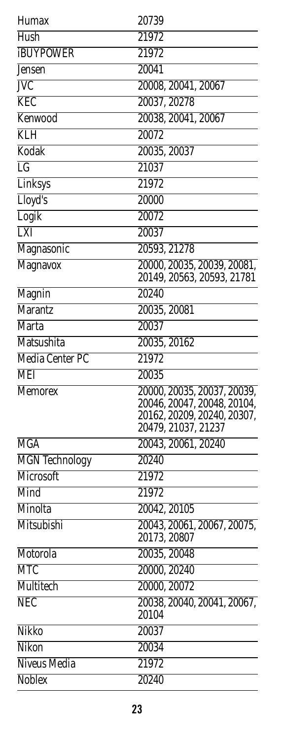| | |
|---|---|
| Humax | 20739 |
| Hush | 21972 |
| iBUYPOWER | 21972 |
| Jensen | 20041 |
| JVC | 20008, 20041, 20067 |
| KEC | 20037, 20278 |
| Kenwood | 20038, 20041, 20067 |
| KLH | 20072 |
| Kodak | 20035, 20037 |
| LG | 21037 |
| Linksys | 21972 |
| Lloyd's | 20000 |
| Logik | 20072 |
| LXI | 20037 |
| Magnasonic | 20593, 21278 |
| Magnavox | 20000, 20035, 20039, 20081, 20149, 20563, 20593, 21781 |
| Magnin | 20240 |
| Marantz | 20035, 20081 |
| Marta | 20037 |
| Matsushita | 20035, 20162 |
| Media Center PC | 21972 |
| MEI | 20035 |
| Memorex | 20000, 20035, 20037, 20039, 20046, 20047, 20048, 20104, 20162, 20209, 20240, 20307, 20479, 21037, 21237 |
| MGA | 20043, 20061, 20240 |
| MGN Technology | 20240 |
| Microsoft | 21972 |
| Mind | 21972 |
| Minolta | 20042, 20105 |
| Mitsubishi | 20043, 20061, 20067, 20075, 20173, 20807 |
| Motorola | 20035, 20048 |
| MTC | 20000, 20240 |
| Multitech | 20000, 20072 |
| NEC | 20038, 20040, 20041, 20067, 20104 |
| Nikko | 20037 |
| Nikon | 20034 |
| Niveus Media | 21972 |
| Noblex | 20240 |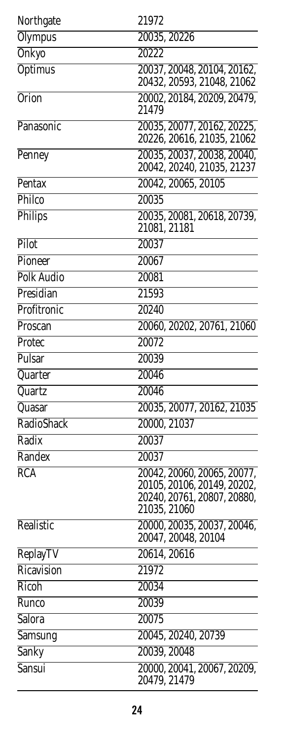| | |
|---|---|
| Northgate | 21972 |
| Olympus | 20035, 20226 |
| Onkyo | 20222 |
| Optimus | 20037, 20048, 20104, 20162, 20432, 20593, 21048, 21062 |
| Orion | 20002, 20184, 20209, 20479, 21479 |
| Panasonic | 20035, 20077, 20162, 20225, 20226, 20616, 21035, 21062 |
| Penney | 20035, 20037, 20038, 20040, 20042, 20240, 21035, 21237 |
| Pentax | 20042, 20065, 20105 |
| Philco | 20035 |
| Philips | 20035, 20081, 20618, 20739, 21081, 21181 |
| Pilot | 20037 |
| Pioneer | 20067 |
| Polk Audio | 20081 |
| Presidian | 21593 |
| Profitronic | 20240 |
| Proscan | 20060, 20202, 20761, 21060 |
| Protec | 20072 |
| Pulsar | 20039 |
| Quarter | 20046 |
| Quartz | 20046 |
| Quasar | 20035, 20077, 20162, 21035 |
| RadioShack | 20000, 21037 |
| Radix | 20037 |
| Randex | 20037 |
| RCA | 20042, 20060, 20065, 20077, 20105, 20106, 20149, 20202, 20240, 20761, 20807, 20880, 21035, 21060 |
| Realistic | 20000, 20035, 20037, 20046, 20047, 20048, 20104 |
| ReplayTV | 20614, 20616 |
| Ricavision | 21972 |
| Ricoh | 20034 |
| Runco | 20039 |
| Salora | 20075 |
| Samsung | 20045, 20240, 20739 |
| Sanky | 20039, 20048 |
| Sansui | 20000, 20041, 20067, 20209, 20479, 21479 |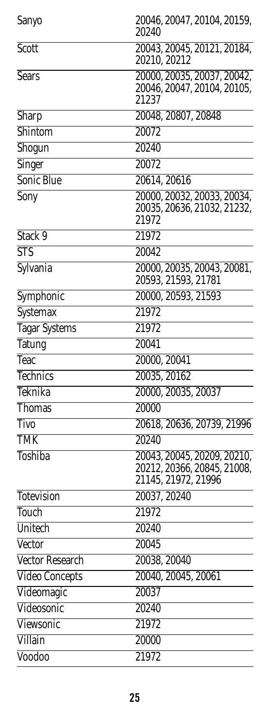| | |
|---|---|
| Sanyo | 20046, 20047, 20104, 20159, 20240 |
| Scott | 20043, 20045, 20121, 20184, 20210, 20212 |
| Sears | 20000, 20035, 20037, 20042, 20046, 20047, 20104, 20105, 21237 |
| Sharp | 20048, 20807, 20848 |
| Shintom | 20072 |
| Shogun | 20240 |
| Singer | 20072 |
| Sonic Blue | 20614, 20616 |
| Sony | 20000, 20032, 20033, 20034, 20035, 20636, 21032, 21232, 21972 |
| Stack 9 | 21972 |
| STS | 20042 |
| Sylvania | 20000, 20035, 20043, 20081, 20593, 21593, 21781 |
| Symphonic | 20000, 20593, 21593 |
| Systemax | 21972 |
| Tagar Systems | 21972 |
| Tatung | 20041 |
| Teac | 20000, 20041 |
| Technics | 20035, 20162 |
| Teknika | 20000, 20035, 20037 |
| Thomas | 20000 |
| Tivo | 20618, 20636, 20739, 21996 |
| TMK | 20240 |
| Toshiba | 20043, 20045, 20209, 20210, 20212, 20366, 20845, 21008, 21145, 21972, 21996 |
| Totevision | 20037, 20240 |
| Touch | 21972 |
| Unitech | 20240 |
| Vector | 20045 |
| Vector Research | 20038, 20040 |
| Video Concepts | 20040, 20045, 20061 |
| Videomagic | 20037 |
| Videosonic | 20240 |
| Viewsonic | 21972 |
| Villain | 20000 |
| Voodoo | 21972 |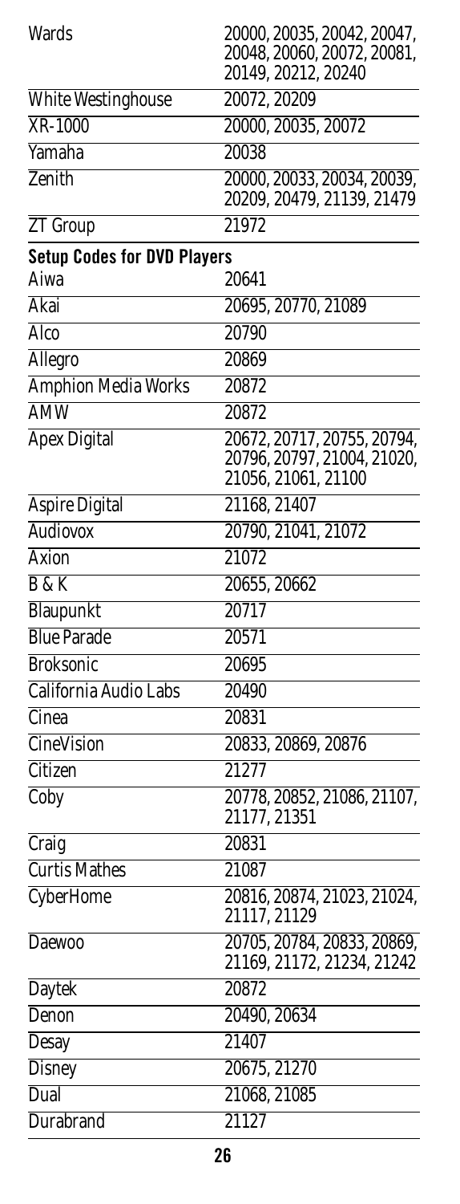| | |
|---|---|
| Wards | 20000, 20035, 20042, 20047, 20048, 20060, 20072, 20081, 20149, 20212, 20240 |
| White Westinghouse | 20072, 20209 |
| XR-1000 | 20000, 20035, 20072 |
| Yamaha | 20038 |
| Zenith | 20000, 20033, 20034, 20039, 20209, 20479, 21139, 21479 |
| ZT Group | 21972 |

**Setup Codes for DVD Players**

| | |
|---|---|
| Aiwa | 20641 |
| Akai | 20695, 20770, 21089 |
| Alco | 20790 |
| Allegro | 20869 |
| Amphion Media Works | 20872 |
| AMW | 20872 |
| Apex Digital | 20672, 20717, 20755, 20794, 20796, 20797, 21004, 21020, 21056, 21061, 21100 |
| Aspire Digital | 21168, 21407 |
| Audiovox | 20790, 21041, 21072 |
| Axion | 21072 |
| B & K | 20655, 20662 |
| Blaupunkt | 20717 |
| Blue Parade | 20571 |
| Broksonic | 20695 |
| California Audio Labs | 20490 |
| Cinea | 20831 |
| CineVision | 20833, 20869, 20876 |
| Citizen | 21277 |
| Coby | 20778, 20852, 21086, 21107, 21177, 21351 |
| Craig | 20831 |
| Curtis Mathes | 21087 |
| CyberHome | 20816, 20874, 21023, 21024, 21117, 21129 |
| Daewoo | 20705, 20784, 20833, 20869, 21169, 21172, 21234, 21242 |
| Daytek | 20872 |
| Denon | 20490, 20634 |
| Desay | 21407 |
| Disney | 20675, 21270 |
| Dual | 21068, 21085 |
| Durabrand | 21127 |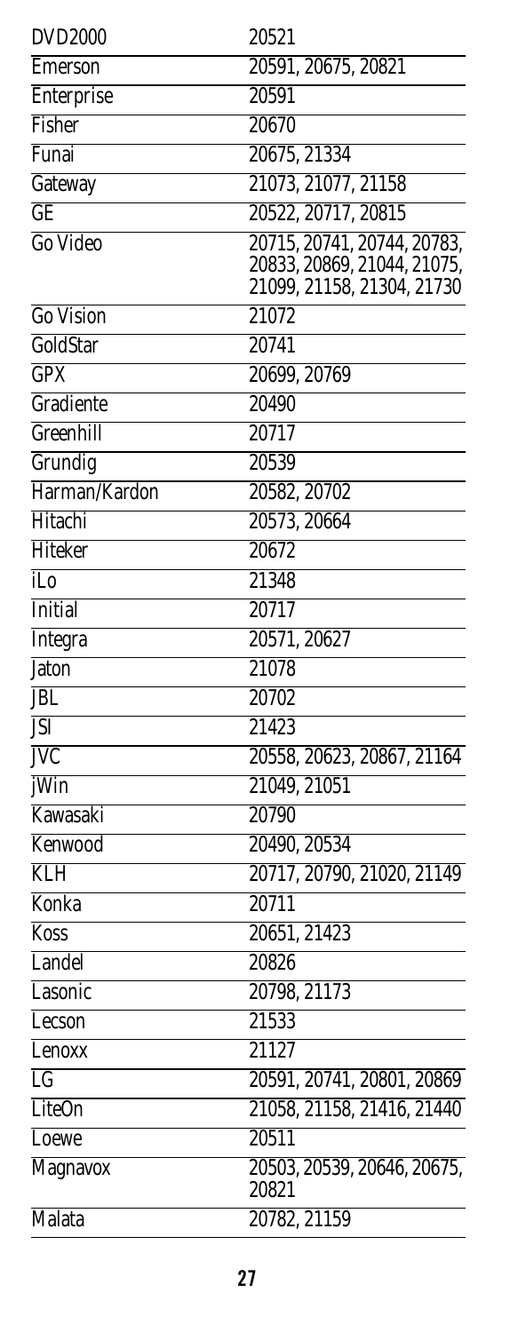| | |
|---|---|
| DVD2000 | 20521 |
| Emerson | 20591, 20675, 20821 |
| Enterprise | 20591 |
| Fisher | 20670 |
| Funai | 20675, 21334 |
| Gateway | 21073, 21077, 21158 |
| GE | 20522, 20717, 20815 |
| Go Video | 20715, 20741, 20744, 20783, 20833, 20869, 21044, 21075, 21099, 21158, 21304, 21730 |
| Go Vision | 21072 |
| GoldStar | 20741 |
| GPX | 20699, 20769 |
| Gradiente | 20490 |
| Greenhill | 20717 |
| Grundig | 20539 |
| Harman/Kardon | 20582, 20702 |
| Hitachi | 20573, 20664 |
| Hiteker | 20672 |
| iLo | 21348 |
| Initial | 20717 |
| Integra | 20571, 20627 |
| Jaton | 21078 |
| JBL | 20702 |
| JSI | 21423 |
| JVC | 20558, 20623, 20867, 21164 |
| jWin | 21049, 21051 |
| Kawasaki | 20790 |
| Kenwood | 20490, 20534 |
| KLH | 20717, 20790, 21020, 21149 |
| Konka | 20711 |
| Koss | 20651, 21423 |
| Landel | 20826 |
| Lasonic | 20798, 21173 |
| Lecson | 21533 |
| Lenoxx | 21127 |
| LG | 20591, 20741, 20801, 20869 |
| LiteOn | 21058, 21158, 21416, 21440 |
| Loewe | 20511 |
| Magnavox | 20503, 20539, 20646, 20675, 20821 |
| Malata | 20782, 21159 |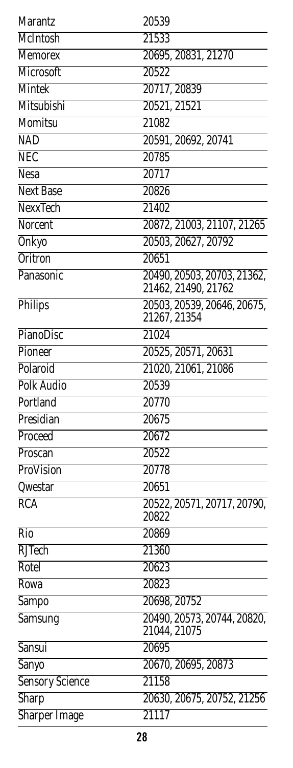| | |
|---|---|
| Marantz | 20539 |
| McIntosh | 21533 |
| Memorex | 20695, 20831, 21270 |
| Microsoft | 20522 |
| Mintek | 20717, 20839 |
| Mitsubishi | 20521, 21521 |
| Momitsu | 21082 |
| NAD | 20591, 20692, 20741 |
| NEC | 20785 |
| Nesa | 20717 |
| Next Base | 20826 |
| NexxTech | 21402 |
| Norcent | 20872, 21003, 21107, 21265 |
| Onkyo | 20503, 20627, 20792 |
| Oritron | 20651 |
| Panasonic | 20490, 20503, 20703, 21362, 21462, 21490, 21762 |
| Philips | 20503, 20539, 20646, 20675, 21267, 21354 |
| PianoDisc | 21024 |
| Pioneer | 20525, 20571, 20631 |
| Polaroid | 21020, 21061, 21086 |
| Polk Audio | 20539 |
| Portland | 20770 |
| Presidian | 20675 |
| Proceed | 20672 |
| Proscan | 20522 |
| ProVision | 20778 |
| Qwestar | 20651 |
| RCA | 20522, 20571, 20717, 20790, 20822 |
| Rio | 20869 |
| RJTech | 21360 |
| Rotel | 20623 |
| Rowa | 20823 |
| Sampo | 20698, 20752 |
| Samsung | 20490, 20573, 20744, 20820, 21044, 21075 |
| Sansui | 20695 |
| Sanyo | 20670, 20695, 20873 |
| Sensory Science | 21158 |
| Sharp | 20630, 20675, 20752, 21256 |
| Sharper Image | 21117 |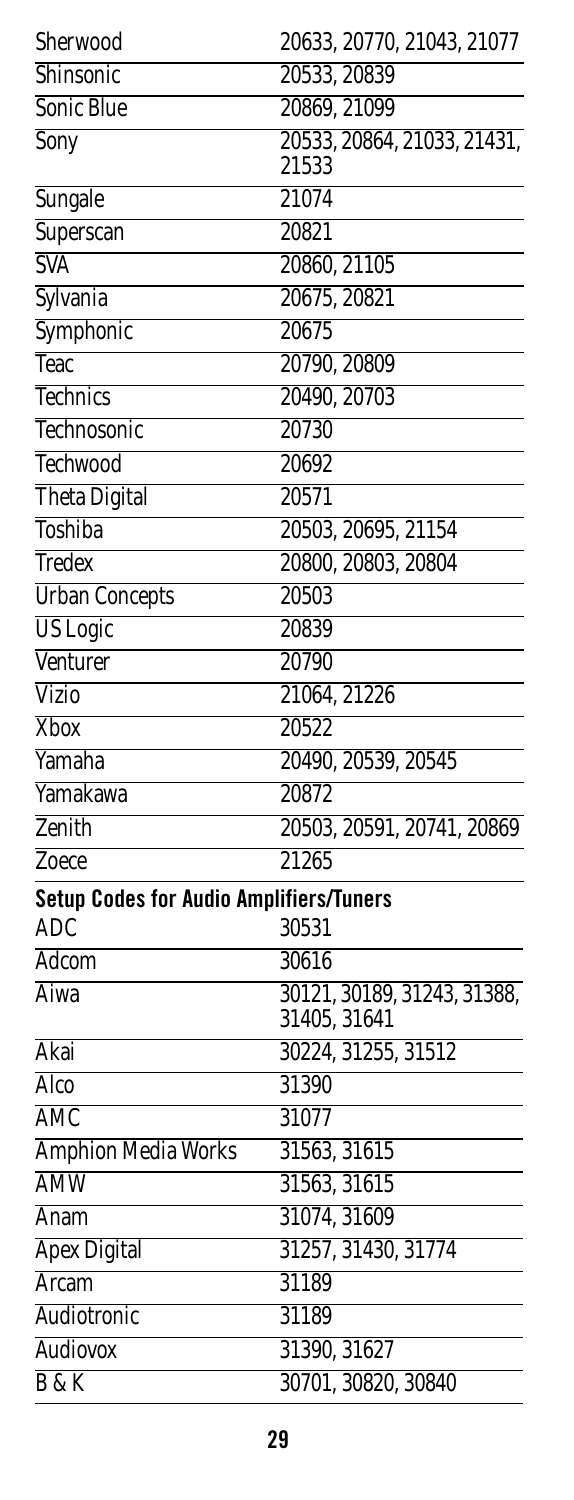| | |
|---|---|
| Sherwood | 20633, 20770, 21043, 21077 |
| Shinsonic | 20533, 20839 |
| Sonic Blue | 20869, 21099 |
| Sony | 20533, 20864, 21033, 21431, 21533 |
| Sungale | 21074 |
| Superscan | 20821 |
| SVA | 20860, 21105 |
| Sylvania | 20675, 20821 |
| Symphonic | 20675 |
| Teac | 20790, 20809 |
| Technics | 20490, 20703 |
| Technosonic | 20730 |
| Techwood | 20692 |
| Theta Digital | 20571 |
| Toshiba | 20503, 20695, 21154 |
| Tredex | 20800, 20803, 20804 |
| Urban Concepts | 20503 |
| US Logic | 20839 |
| Venturer | 20790 |
| Vizio | 21064, 21226 |
| Xbox | 20522 |
| Yamaha | 20490, 20539, 20545 |
| Yamakawa | 20872 |
| Zenith | 20503, 20591, 20741, 20869 |
| Zoece | 21265 |

**Setup Codes for Audio Amplifiers/Tuners**

| | |
|---|---|
| ADC | 30531 |
| Adcom | 30616 |
| Aiwa | 30121, 30189, 31243, 31388, 31405, 31641 |
| Akai | 30224, 31255, 31512 |
| Alco | 31390 |
| AMC | 31077 |
| Amphion Media Works | 31563, 31615 |
| AMW | 31563, 31615 |
| Anam | 31074, 31609 |
| Apex Digital | 31257, 31430, 31774 |
| Arcam | 31189 |
| Audiotronic | 31189 |
| Audiovox | 31390, 31627 |
| B & K | 30701, 30820, 30840 |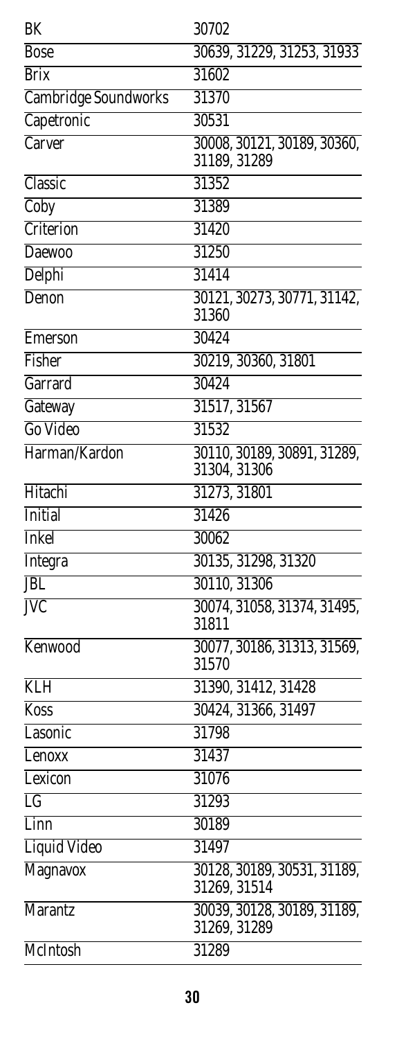| | |
|---|---|
| BK | 30702 |
| Bose | 30639, 31229, 31253, 31933 |
| Brix | 31602 |
| Cambridge Soundworks | 31370 |
| Capetronic | 30531 |
| Carver | 30008, 30121, 30189, 30360, 31189, 31289 |
| Classic | 31352 |
| Coby | 31389 |
| Criterion | 31420 |
| Daewoo | 31250 |
| Delphi | 31414 |
| Denon | 30121, 30273, 30771, 31142, 31360 |
| Emerson | 30424 |
| Fisher | 30219, 30360, 31801 |
| Garrard | 30424 |
| Gateway | 31517, 31567 |
| Go Video | 31532 |
| Harman/Kardon | 30110, 30189, 30891, 31289, 31304, 31306 |
| Hitachi | 31273, 31801 |
| Initial | 31426 |
| Inkel | 30062 |
| Integra | 30135, 31298, 31320 |
| JBL | 30110, 31306 |
| JVC | 30074, 31058, 31374, 31495, 31811 |
| Kenwood | 30077, 30186, 31313, 31569, 31570 |
| KLH | 31390, 31412, 31428 |
| Koss | 30424, 31366, 31497 |
| Lasonic | 31798 |
| Lenoxx | 31437 |
| Lexicon | 31076 |
| LG | 31293 |
| Linn | 30189 |
| Liquid Video | 31497 |
| Magnavox | 30128, 30189, 30531, 31189, 31269, 31514 |
| Marantz | 30039, 30128, 30189, 31189, 31269, 31289 |
| McIntosh | 31289 |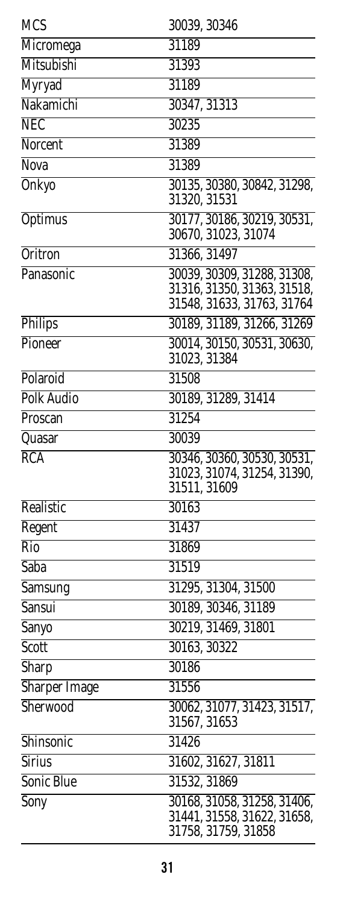| MCS | 30039, 30346 |
|---|---|
| Micromega | 31189 |
| Mitsubishi | 31393 |
| Myryad | 31189 |
| Nakamichi | 30347, 31313 |
| NEC | 30235 |
| Norcent | 31389 |
| Nova | 31389 |
| Onkyo | 30135, 30380, 30842, 31298, 31320, 31531 |
| Optimus | 30177, 30186, 30219, 30531, 30670, 31023, 31074 |
| Oritron | 31366, 31497 |
| Panasonic | 30039, 30309, 31288, 31308, 31316, 31350, 31363, 31518, 31548, 31633, 31763, 31764 |
| Philips | 30189, 31189, 31266, 31269 |
| Pioneer | 30014, 30150, 30531, 30630, 31023, 31384 |
| Polaroid | 31508 |
| Polk Audio | 30189, 31289, 31414 |
| Proscan | 31254 |
| Quasar | 30039 |
| RCA | 30346, 30360, 30530, 30531, 31023, 31074, 31254, 31390, 31511, 31609 |
| Realistic | 30163 |
| Regent | 31437 |
| Rio | 31869 |
| Saba | 31519 |
| Samsung | 31295, 31304, 31500 |
| Sansui | 30189, 30346, 31189 |
| Sanyo | 30219, 31469, 31801 |
| Scott | 30163, 30322 |
| Sharp | 30186 |
| Sharper Image | 31556 |
| Sherwood | 30062, 31077, 31423, 31517, 31567, 31653 |
| Shinsonic | 31426 |
| Sirius | 31602, 31627, 31811 |
| Sonic Blue | 31532, 31869 |
| Sony | 30168, 31058, 31258, 31406, 31441, 31558, 31622, 31658, 31758, 31759, 31858 |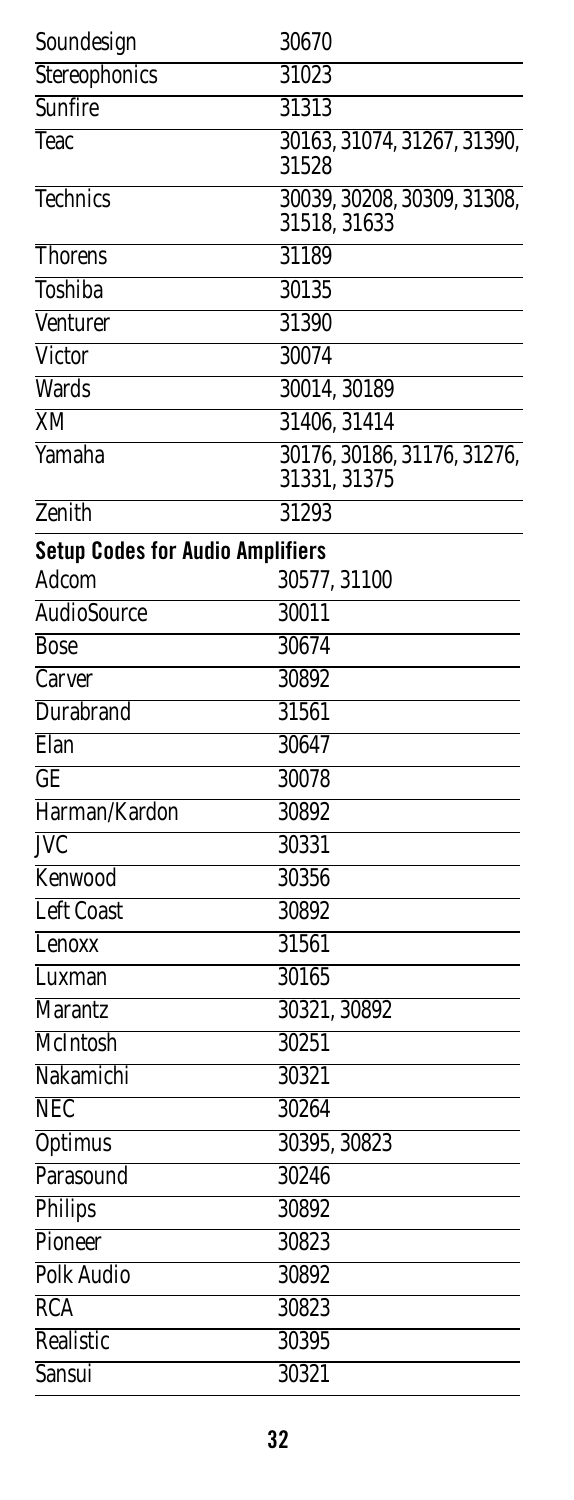| | |
|---|---|
| Soundesign | 30670 |
| Stereophonics | 31023 |
| Sunfire | 31313 |
| Teac | 30163, 31074, 31267, 31390, 31528 |
| Technics | 30039, 30208, 30309, 31308, 31518, 31633 |
| Thorens | 31189 |
| Toshiba | 30135 |
| Venturer | 31390 |
| Victor | 30074 |
| Wards | 30014, 30189 |
| XM | 31406, 31414 |
| Yamaha | 30176, 30186, 31176, 31276, 31331, 31375 |
| Zenith | 31293 |

**Setup Codes for Audio Amplifiers**

| | |
|---|---|
| Adcom | 30577, 31100 |
| AudioSource | 30011 |
| Bose | 30674 |
| Carver | 30892 |
| Durabrand | 31561 |
| Elan | 30647 |
| GE | 30078 |
| Harman/Kardon | 30892 |
| JVC | 30331 |
| Kenwood | 30356 |
| Left Coast | 30892 |
| Lenoxx | 31561 |
| Luxman | 30165 |
| Marantz | 30321, 30892 |
| McIntosh | 30251 |
| Nakamichi | 30321 |
| NEC | 30264 |
| Optimus | 30395, 30823 |
| Parasound | 30246 |
| Philips | 30892 |
| Pioneer | 30823 |
| Polk Audio | 30892 |
| RCA | 30823 |
| Realistic | 30395 |
| Sansui | 30321 |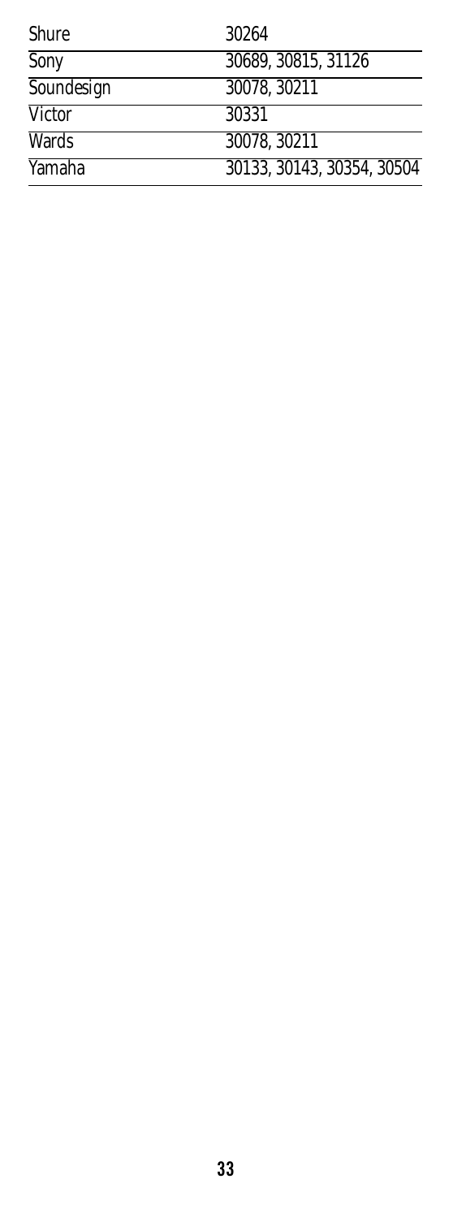| | |
|---|---|
| Shure | 30264 |
| Sony | 30689, 30815, 31126 |
| Soundesign | 30078, 30211 |
| Victor | 30331 |
| Wards | 30078, 30211 |
| Yamaha | 30133, 30143, 30354, 30504 |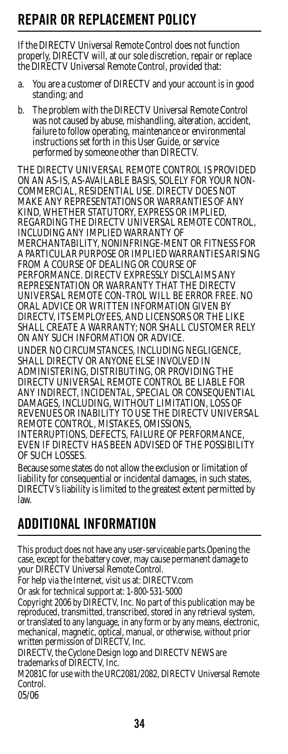## REPAIR OR REPLACEMENT POLICY

If the DIRECTV Universal Remote Control does not function properly, DIRECTV will, at our sole discretion, repair or replace the DIRECTV Universal Remote Control, provided that:

a. You are a customer of DIRECTV and your account is in good standing; and

b. The problem with the DIRECTV Universal Remote Control was not caused by abuse, mishandling, alteration, accident, failure to follow operating, maintenance or environmental instructions set forth in this User Guide, or service performed by someone other than DIRECTV.

THE DIRECTV UNIVERSAL REMOTE CONTROL IS PROVIDED ON AN AS-IS, AS-AVAILABLE BASIS, SOLELY FOR YOUR NON-COMMERCIAL, RESIDENTIAL USE. DIRECTV DOES NOT MAKE ANY REPRESENTATIONS OR WARRANTIES OF ANY KIND, WHETHER STATUTORY, EXPRESS OR IMPLIED, REGARDING THE DIRECTV UNIVERSAL REMOTE CONTROL, INCLUDING ANY IMPLIED WARRANTY OF MERCHANTABILITY, NONINFRINGE-MENT OR FITNESS FOR A PARTICULAR PURPOSE OR IMPLIED WARRANTIES ARISING FROM A COURSE OF DEALING OR COURSE OF PERFORMANCE. DIRECTV EXPRESSLY DISCLAIMS ANY REPRESENTATION OR WARRANTY THAT THE DIRECTV UNIVERSAL REMOTE CON-TROL WILL BE ERROR FREE. NO ORAL ADVICE OR WRITTEN INFORMATION GIVEN BY DIRECTV, ITS EMPLOYEES, AND LICENSORS OR THE LIKE SHALL CREATE A WARRANTY; NOR SHALL CUSTOMER RELY ON ANY SUCH INFORMATION OR ADVICE.

UNDER NO CIRCUMSTANCES, INCLUDING NEGLIGENCE, SHALL DIRECTV OR ANYONE ELSE INVOLVED IN ADMINISTERING, DISTRIBUTING, OR PROVIDING THE DIRECTV UNIVERSAL REMOTE CONTROL BE LIABLE FOR ANY INDIRECT, INCIDENTAL, SPECIAL OR CONSEQUENTIAL DAMAGES, INCLUDING, WITHOUT LIMITATION, LOSS OF REVENUES OR INABILITY TO USE THE DIRECTV UNIVERSAL REMOTE CONTROL, MISTAKES, OMISSIONS, INTERRUPTIONS, DEFECTS, FAILURE OF PERFORMANCE, EVEN IF DIRECTV HAS BEEN ADVISED OF THE POSSIBILITY OF SUCH LOSSES.

Because some states do not allow the exclusion or limitation of liability for consequential or incidental damages, in such states, DIRECTV's liability is limited to the greatest extent permitted by law.

## ADDITIONAL INFORMATION

This product does not have any user-serviceable parts.Opening the case, except for the battery cover, may cause permanent damage to your DIRECTV Universal Remote Control.

For help via the Internet, visit us at: DIRECTV.com

Or ask for technical support at: 1-800-531-5000

Copyright 2006 by DIRECTV, Inc. No part of this publication may be reproduced, transmitted, transcribed, stored in any retrieval system, or translated to any language, in any form or by any means, electronic, mechanical, magnetic, optical, manual, or otherwise, without prior written permission of DIRECTV, Inc.

DIRECTV, the Cyclone Design logo and DIRECTV NEWS are trademarks of DIRECTV, Inc.

M2081C for use with the URC2081/2082, DIRECTV Universal Remote Control.

05/06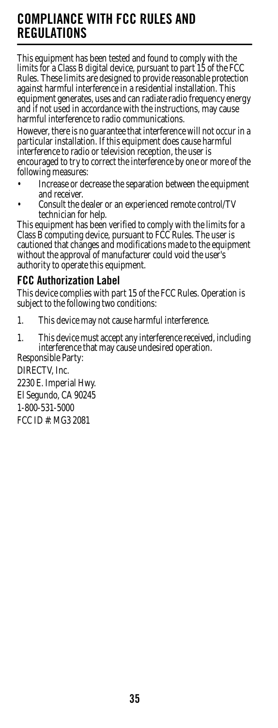# COMPLIANCE WITH FCC RULES AND REGULATIONS

This equipment has been tested and found to comply with the limits for a Class B digital device, pursuant to part 15 of the FCC Rules. These limits are designed to provide reasonable protection against harmful interference in a residential installation. This equipment generates, uses and can radiate radio frequency energy and if not used in accordance with the instructions, may cause harmful interference to radio communications.

However, there is no guarantee that interference will not occur in a particular installation. If this equipment does cause harmful interference to radio or television reception, the user is encouraged to try to correct the interference by one or more of the following measures:

- Increase or decrease the separation between the equipment and receiver.
- Consult the dealer or an experienced remote control/TV technician for help.

This equipment has been verified to comply with the limits for a Class B computing device, pursuant to FCC Rules. The user is cautioned that changes and modifications made to the equipment without the approval of manufacturer could void the user's authority to operate this equipment.

## FCC Authorization Label

This device complies with part 15 of the FCC Rules. Operation is subject to the following two conditions:

1. This device may not cause harmful interference.

1. This device must accept any interference received, including interference that may cause undesired operation.

Responsible Party:

DIRECTV, Inc.

2230 E. Imperial Hwy.

El Segundo, CA 90245

1-800-531-5000

FCC ID #: MG3 2081